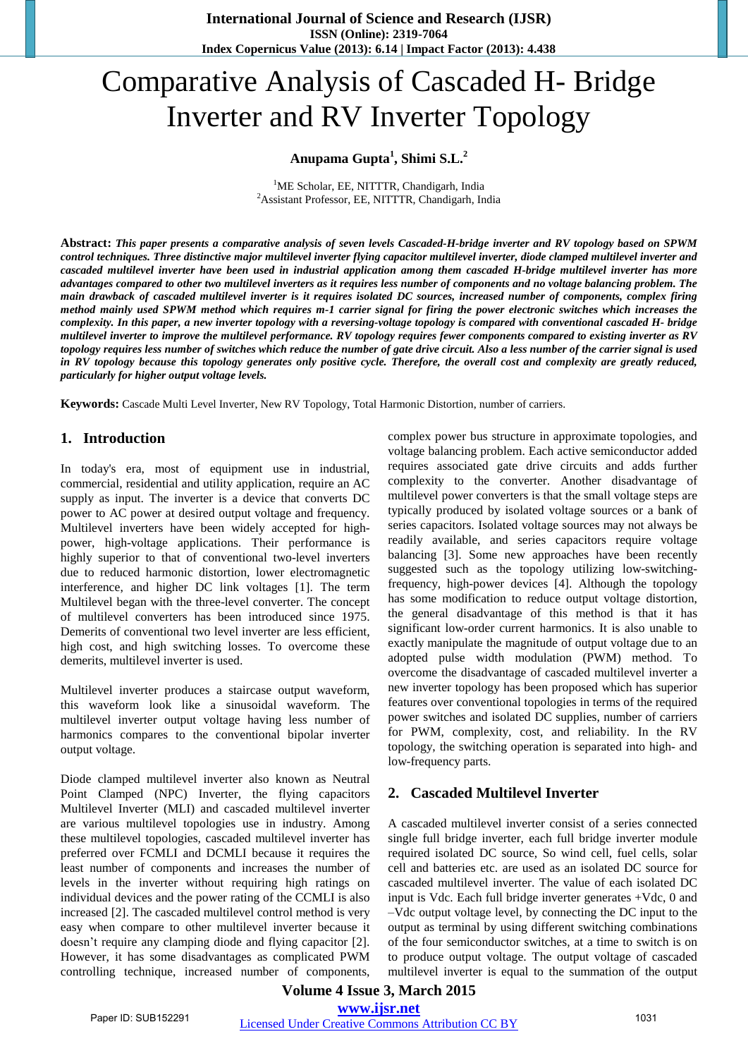# Comparative Analysis of Cascaded H- Bridge Inverter and RV Inverter Topology

**Anupama Gupta[1], Shimi S.L.[2]**

[1]ME Scholar, EE, NITTTR, Chandigarh, India
[2]Assistant Professor, EE, NITTTR, Chandigarh, India

**Abstract:** ***This paper presents a comparative analysis of seven levels Cascaded-H-bridge inverter and RV topology based on SPWM control techniques. Three distinctive major multilevel inverter flying capacitor multilevel inverter, diode clamped multilevel inverter and cascaded multilevel inverter have been used in industrial application among them cascaded H-bridge multilevel inverter has more advantages compared to other two multilevel inverters as it requires less number of components and no voltage balancing problem. The main drawback of cascaded multilevel inverter is it requires isolated DC sources, increased number of components, complex firing method mainly used SPWM method which requires m-1 carrier signal for firing the power electronic switches which increases the complexity. In this paper, a new inverter topology with a reversing-voltage topology is compared with conventional cascaded H- bridge multilevel inverter to improve the multilevel performance. RV topology requires fewer components compared to existing inverter as RV topology requires less number of switches which reduce the number of gate drive circuit. Also a less number of the carrier signal is used in RV topology because this topology generates only positive cycle. Therefore, the overall cost and complexity are greatly reduced, particularly for higher output voltage levels.***

**Keywords:** Cascade Multi Level Inverter, New RV Topology, Total Harmonic Distortion, number of carriers.

## 1. Introduction

In today's era, most of equipment use in industrial, commercial, residential and utility application, require an AC supply as input. The inverter is a device that converts DC power to AC power at desired output voltage and frequency. Multilevel inverters have been widely accepted for high-power, high-voltage applications. Their performance is highly superior to that of conventional two-level inverters due to reduced harmonic distortion, lower electromagnetic interference, and higher DC link voltages [1]. The term Multilevel began with the three-level converter. The concept of multilevel converters has been introduced since 1975. Demerits of conventional two level inverter are less efficient, high cost, and high switching losses. To overcome these demerits, multilevel inverter is used.

Multilevel inverter produces a staircase output waveform, this waveform look like a sinusoidal waveform. The multilevel inverter output voltage having less number of harmonics compares to the conventional bipolar inverter output voltage.

Diode clamped multilevel inverter also known as Neutral Point Clamped (NPC) Inverter, the flying capacitors Multilevel Inverter (MLI) and cascaded multilevel inverter are various multilevel topologies use in industry. Among these multilevel topologies, cascaded multilevel inverter has preferred over FCMLI and DCMLI because it requires the least number of components and increases the number of levels in the inverter without requiring high ratings on individual devices and the power rating of the CCMLI is also increased [2]. The cascaded multilevel control method is very easy when compare to other multilevel inverter because it doesn't require any clamping diode and flying capacitor [2]. However, it has some disadvantages as complicated PWM controlling technique, increased number of components, complex power bus structure in approximate topologies, and voltage balancing problem. Each active semiconductor added requires associated gate drive circuits and adds further complexity to the converter. Another disadvantage of multilevel power converters is that the small voltage steps are typically produced by isolated voltage sources or a bank of series capacitors. Isolated voltage sources may not always be readily available, and series capacitors require voltage balancing [3]. Some new approaches have been recently suggested such as the topology utilizing low-switching-frequency, high-power devices [4]. Although the topology has some modification to reduce output voltage distortion, the general disadvantage of this method is that it has significant low-order current harmonics. It is also unable to exactly manipulate the magnitude of output voltage due to an adopted pulse width modulation (PWM) method. To overcome the disadvantage of cascaded multilevel inverter a new inverter topology has been proposed which has superior features over conventional topologies in terms of the required power switches and isolated DC supplies, number of carriers for PWM, complexity, cost, and reliability. In the RV topology, the switching operation is separated into high- and low-frequency parts.

## 2. Cascaded Multilevel Inverter

A cascaded multilevel inverter consist of a series connected single full bridge inverter, each full bridge inverter module required isolated DC source, So wind cell, fuel cells, solar cell and batteries etc. are used as an isolated DC source for cascaded multilevel inverter. The value of each isolated DC input is Vdc. Each full bridge inverter generates +Vdc, 0 and –Vdc output voltage level, by connecting the DC input to the output as terminal by using different switching combinations of the four semiconductor switches, at a time to switch is on to produce output voltage. The output voltage of cascaded multilevel inverter is equal to the summation of the output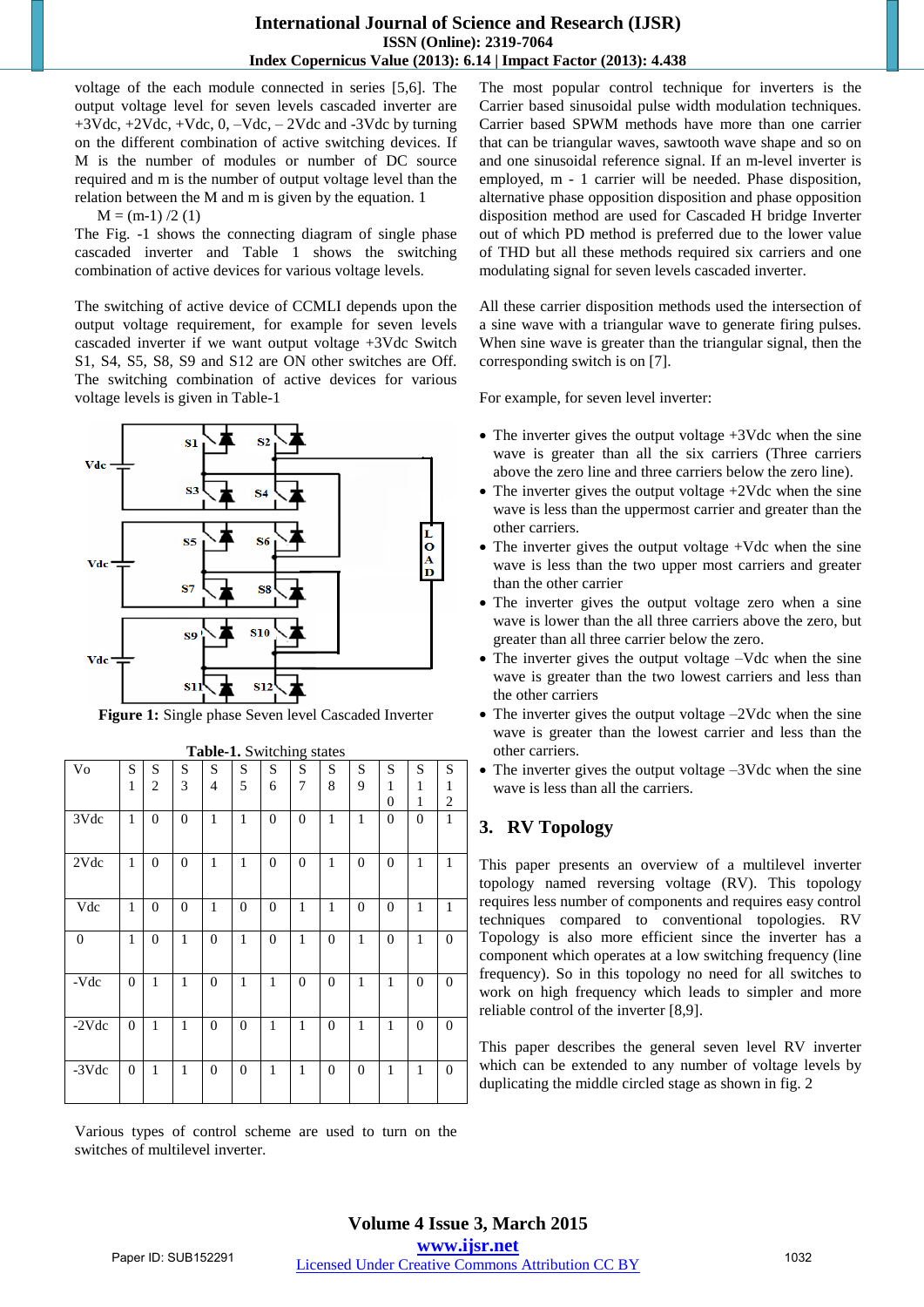voltage of the each module connected in series [5,6]. The output voltage level for seven levels cascaded inverter are +3Vdc, +2Vdc, +Vdc, 0, –Vdc, – 2Vdc and -3Vdc by turning on the different combination of active switching devices. If M is the number of modules or number of DC source required and m is the number of output voltage level than the relation between the M and m is given by the equation. 1

$$M = (m-1) /2 \quad (1)$$

The Fig. -1 shows the connecting diagram of single phase cascaded inverter and Table 1 shows the switching combination of active devices for various voltage levels.

The switching of active device of CCMLI depends upon the output voltage requirement, for example for seven levels cascaded inverter if we want output voltage +3Vdc Switch S1, S4, S5, S8, S9 and S12 are ON other switches are Off. The switching combination of active devices for various voltage levels is given in Table-1

**Figure 1:** Single phase Seven level Cascaded Inverter

**Table-1.** Switching states

| Vo | S1 | S2 | S3 | S4 | S5 | S6 | S7 | S8 | S9 | S10 | S11 | S12 |
|---|---|---|---|---|---|---|---|---|---|---|---|---|
| 3Vdc | 1 | 0 | 0 | 1 | 1 | 0 | 0 | 1 | 1 | 0 | 0 | 1 |
| 2Vdc | 1 | 0 | 0 | 1 | 1 | 0 | 0 | 1 | 0 | 0 | 1 | 1 |
| Vdc | 1 | 0 | 0 | 1 | 0 | 0 | 1 | 1 | 0 | 0 | 1 | 1 |
| 0 | 1 | 0 | 1 | 0 | 1 | 0 | 1 | 0 | 1 | 0 | 1 | 0 |
| -Vdc | 0 | 1 | 1 | 0 | 1 | 1 | 0 | 0 | 1 | 1 | 0 | 0 |
| -2Vdc | 0 | 1 | 1 | 0 | 0 | 1 | 1 | 0 | 1 | 1 | 0 | 0 |
| -3Vdc | 0 | 1 | 1 | 0 | 0 | 1 | 1 | 0 | 0 | 1 | 1 | 0 |

Various types of control scheme are used to turn on the switches of multilevel inverter.

The most popular control technique for inverters is the Carrier based sinusoidal pulse width modulation techniques. Carrier based SPWM methods have more than one carrier that can be triangular waves, sawtooth wave shape and so on and one sinusoidal reference signal. If an m-level inverter is employed, m - 1 carrier will be needed. Phase disposition, alternative phase opposition disposition and phase opposition disposition method are used for Cascaded H bridge Inverter out of which PD method is preferred due to the lower value of THD but all these methods required six carriers and one modulating signal for seven levels cascaded inverter.

All these carrier disposition methods used the intersection of a sine wave with a triangular wave to generate firing pulses. When sine wave is greater than the triangular signal, then the corresponding switch is on [7].

For example, for seven level inverter:

- The inverter gives the output voltage +3Vdc when the sine wave is greater than all the six carriers (Three carriers above the zero line and three carriers below the zero line).
- The inverter gives the output voltage +2Vdc when the sine wave is less than the uppermost carrier and greater than the other carriers.
- The inverter gives the output voltage +Vdc when the sine wave is less than the two upper most carriers and greater than the other carrier
- The inverter gives the output voltage zero when a sine wave is lower than the all three carriers above the zero, but greater than all three carrier below the zero.
- The inverter gives the output voltage –Vdc when the sine wave is greater than the two lowest carriers and less than the other carriers
- The inverter gives the output voltage –2Vdc when the sine wave is greater than the lowest carrier and less than the other carriers.
- The inverter gives the output voltage –3Vdc when the sine wave is less than all the carriers.

## 3. RV Topology

This paper presents an overview of a multilevel inverter topology named reversing voltage (RV). This topology requires less number of components and requires easy control techniques compared to conventional topologies. RV Topology is also more efficient since the inverter has a component which operates at a low switching frequency (line frequency). So in this topology no need for all switches to work on high frequency which leads to simpler and more reliable control of the inverter [8,9].

This paper describes the general seven level RV inverter which can be extended to any number of voltage levels by duplicating the middle circled stage as shown in fig. 2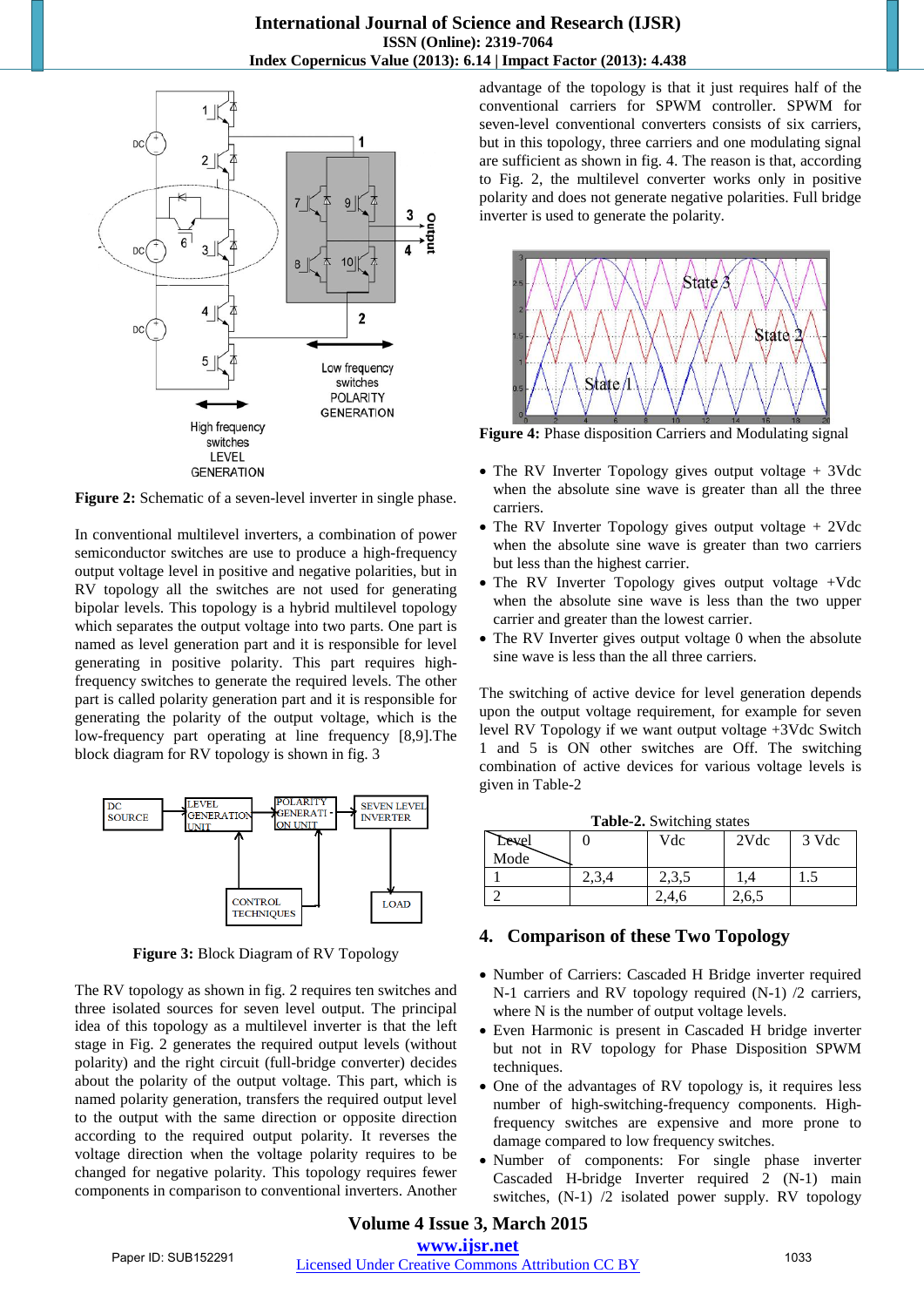Figure 2: Schematic of a seven-level inverter in single phase.

In conventional multilevel inverters, a combination of power semiconductor switches are use to produce a high-frequency output voltage level in positive and negative polarities, but in RV topology all the switches are not used for generating bipolar levels. This topology is a hybrid multilevel topology which separates the output voltage into two parts. One part is named as level generation part and it is responsible for level generating in positive polarity. This part requires high-frequency switches to generate the required levels. The other part is called polarity generation part and it is responsible for generating the polarity of the output voltage, which is the low-frequency part operating at line frequency [8,9].The block diagram for RV topology is shown in fig. 3

Figure 3: Block Diagram of RV Topology

The RV topology as shown in fig. 2 requires ten switches and three isolated sources for seven level output. The principal idea of this topology as a multilevel inverter is that the left stage in Fig. 2 generates the required output levels (without polarity) and the right circuit (full-bridge converter) decides about the polarity of the output voltage. This part, which is named polarity generation, transfers the required output level to the output with the same direction or opposite direction according to the required output polarity. It reverses the voltage direction when the voltage polarity requires to be changed for negative polarity. This topology requires fewer components in comparison to conventional inverters. Another advantage of the topology is that it just requires half of the conventional carriers for SPWM controller. SPWM for seven-level conventional converters consists of six carriers, but in this topology, three carriers and one modulating signal are sufficient as shown in fig. 4. The reason is that, according to Fig. 2, the multilevel converter works only in positive polarity and does not generate negative polarities. Full bridge inverter is used to generate the polarity.

Figure 4: Phase disposition Carriers and Modulating signal

- The RV Inverter Topology gives output voltage + 3Vdc when the absolute sine wave is greater than all the three carriers.
- The RV Inverter Topology gives output voltage + 2Vdc when the absolute sine wave is greater than two carriers but less than the highest carrier.
- The RV Inverter Topology gives output voltage +Vdc when the absolute sine wave is less than the two upper carrier and greater than the lowest carrier.
- The RV Inverter gives output voltage 0 when the absolute sine wave is less than the all three carriers.

The switching of active device for level generation depends upon the output voltage requirement, for example for seven level RV Topology if we want output voltage +3Vdc Switch 1 and 5 is ON other switches are Off. The switching combination of active devices for various voltage levels is given in Table-2

**Table-2.** Switching states

| Level / Mode | 0 | Vdc | 2Vdc | 3 Vdc |
|---|---|---|---|---|
| 1 | 2,3,4 | 2,3,5 | 1,4 | 1.5 |
| 2 | | 2,4,6 | 2,6,5 | |

## 4. Comparison of these Two Topology

- Number of Carriers: Cascaded H Bridge inverter required N-1 carriers and RV topology required (N-1) /2 carriers, where N is the number of output voltage levels.
- Even Harmonic is present in Cascaded H bridge inverter but not in RV topology for Phase Disposition SPWM techniques.
- One of the advantages of RV topology is, it requires less number of high-switching-frequency components. High-frequency switches are expensive and more prone to damage compared to low frequency switches.
- Number of components: For single phase inverter Cascaded H-bridge Inverter required 2 (N-1) main switches, (N-1) /2 isolated power supply. RV topology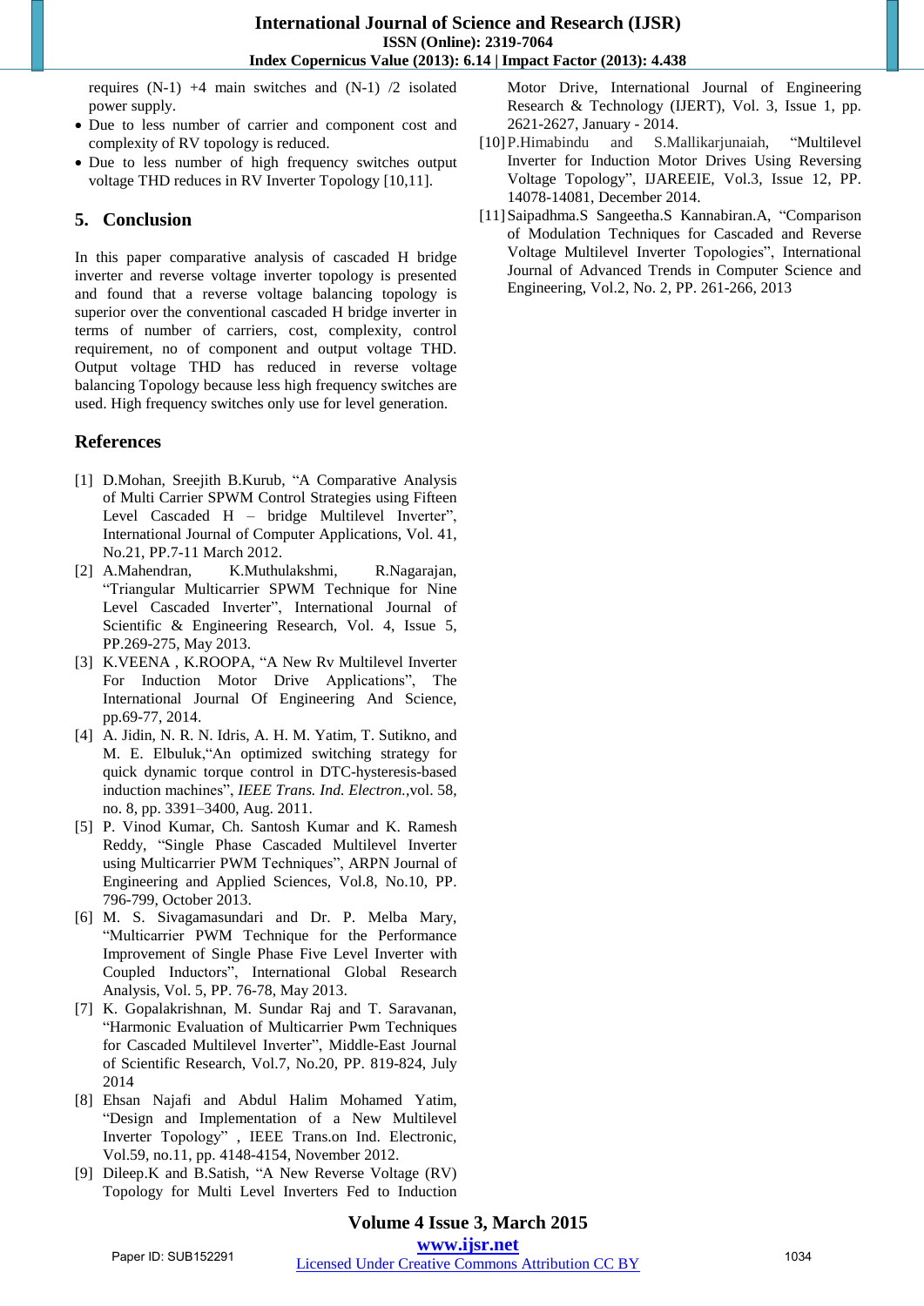requires (N-1) +4 main switches and (N-1) /2 isolated power supply.

- Due to less number of carrier and component cost and complexity of RV topology is reduced.
- Due to less number of high frequency switches output voltage THD reduces in RV Inverter Topology [10,11].

## 5. Conclusion

In this paper comparative analysis of cascaded H bridge inverter and reverse voltage inverter topology is presented and found that a reverse voltage balancing topology is superior over the conventional cascaded H bridge inverter in terms of number of carriers, cost, complexity, control requirement, no of component and output voltage THD. Output voltage THD has reduced in reverse voltage balancing Topology because less high frequency switches are used. High frequency switches only use for level generation.

## References

[1] D.Mohan, Sreejith B.Kurub, "A Comparative Analysis of Multi Carrier SPWM Control Strategies using Fifteen Level Cascaded H – bridge Multilevel Inverter", International Journal of Computer Applications, Vol. 41, No.21, PP.7-11 March 2012.

[2] A.Mahendran, K.Muthulakshmi, R.Nagarajan, "Triangular Multicarrier SPWM Technique for Nine Level Cascaded Inverter", International Journal of Scientific & Engineering Research, Vol. 4, Issue 5, PP.269-275, May 2013.

[3] K.VEENA , K.ROOPA, "A New Rv Multilevel Inverter For Induction Motor Drive Applications", The International Journal Of Engineering And Science, pp.69-77, 2014.

[4] A. Jidin, N. R. N. Idris, A. H. M. Yatim, T. Sutikno, and M. E. Elbuluk,"An optimized switching strategy for quick dynamic torque control in DTC-hysteresis-based induction machines", *IEEE Trans. Ind. Electron.*,vol. 58, no. 8, pp. 3391–3400, Aug. 2011.

[5] P. Vinod Kumar, Ch. Santosh Kumar and K. Ramesh Reddy, "Single Phase Cascaded Multilevel Inverter using Multicarrier PWM Techniques", ARPN Journal of Engineering and Applied Sciences, Vol.8, No.10, PP. 796-799, October 2013.

[6] M. S. Sivagamasundari and Dr. P. Melba Mary, "Multicarrier PWM Technique for the Performance Improvement of Single Phase Five Level Inverter with Coupled Inductors", International Global Research Analysis, Vol. 5, PP. 76-78, May 2013.

[7] K. Gopalakrishnan, M. Sundar Raj and T. Saravanan, "Harmonic Evaluation of Multicarrier Pwm Techniques for Cascaded Multilevel Inverter", Middle-East Journal of Scientific Research, Vol.7, No.20, PP. 819-824, July 2014

[8] Ehsan Najafi and Abdul Halim Mohamed Yatim, "Design and Implementation of a New Multilevel Inverter Topology" , IEEE Trans.on Ind. Electronic, Vol.59, no.11, pp. 4148-4154, November 2012.

[9] Dileep.K and B.Satish, "A New Reverse Voltage (RV) Topology for Multi Level Inverters Fed to Induction Motor Drive, International Journal of Engineering Research & Technology (IJERT), Vol. 3, Issue 1, pp. 2621-2627, January - 2014.

[10] P.Himabindu and S.Mallikarjunaiah, "Multilevel Inverter for Induction Motor Drives Using Reversing Voltage Topology", IJAREEIE, Vol.3, Issue 12, PP. 14078-14081, December 2014.

[11] Saipadhma.S Sangeetha.S Kannabiran.A, "Comparison of Modulation Techniques for Cascaded and Reverse Voltage Multilevel Inverter Topologies", International Journal of Advanced Trends in Computer Science and Engineering, Vol.2, No. 2, PP. 261-266, 2013